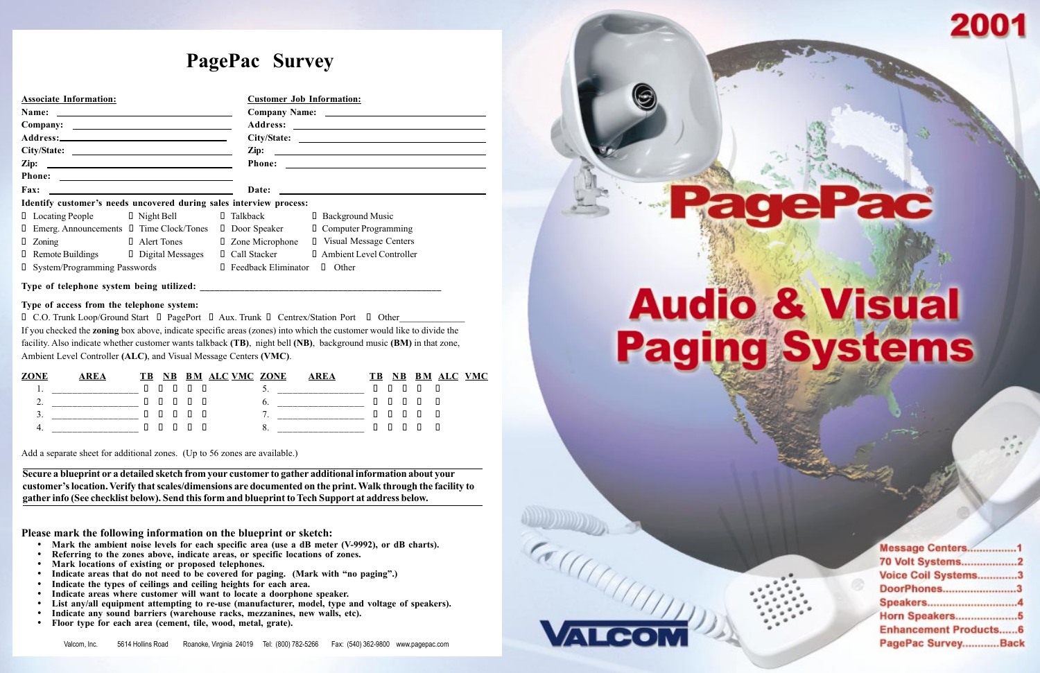# PagePac Survey

**Associate Information:**

**Name:** ______________________________

**Company:** ______________________________

**Address:** ______________________________

**City/State:** ______________________________

**Zip:** ______________________________

**Phone:** ______________________________

**Fax:** ______________________________

**Customer Job Information:**

**Company Name:** ______________________________

**Address:** ______________________________

**City/State:** ______________________________

**Zip:** ______________________________

**Phone:** ______________________________

**Date:** ______________________________

**Identify customer's needs uncovered during sales interview process:**

- ☐ Locating People
- ☐ Night Bell
- ☐ Talkback
- ☐ Background Music
- ☐ Emerg. Announcements
- ☐ Time Clock/Tones
- ☐ Door Speaker
- ☐ Computer Programming
- ☐ Zoning
- ☐ Alert Tones
- ☐ Zone Microphone
- ☐ Visual Message Centers
- ☐ Remote Buildings
- ☐ Digital Messages
- ☐ Call Stacker
- ☐ Ambient Level Controller
- ☐ System/Programming Passwords
- ☐ Feedback Eliminator
- ☐ Other

**Type of telephone system being utilized:** ______________________________

**Type of access from the telephone system:**

☐ C.O. Trunk Loop/Ground Start ☐ PagePort ☐ Aux. Trunk ☐ Centrex/Station Port ☐ Other____________

If you checked the **zoning** box above, indicate specific areas (zones) into which the customer would like to divide the facility. Also indicate whether customer wants talkback **(TB)**, night bell **(NB)**, background music **(BM)** in that zone, Ambient Level Controller **(ALC)**, and Visual Message Centers **(VMC)**.

| ZONE | AREA | TB | NB | BM | ALC | VMC |
|---|---|---|---|---|---|---|
| 1. | ______________ | ☐ | ☐ | ☐ | ☐ | ☐ |
| 2. | ______________ | ☐ | ☐ | ☐ | ☐ | ☐ |
| 3. | ______________ | ☐ | ☐ | ☐ | ☐ | ☐ |
| 4. | ______________ | ☐ | ☐ | ☐ | ☐ | ☐ |
| 5. | ______________ | ☐ | ☐ | ☐ | ☐ | ☐ |
| 6. | ______________ | ☐ | ☐ | ☐ | ☐ | ☐ |
| 7. | ______________ | ☐ | ☐ | ☐ | ☐ | ☐ |
| 8. | ______________ | ☐ | ☐ | ☐ | ☐ | ☐ |

Add a separate sheet for additional zones. (Up to 56 zones are available.)

**Secure a blueprint or a detailed sketch from your customer to gather additional information about your customer's location. Verify that scales/dimensions are documented on the print. Walk through the facility to gather info (See checklist below). Send this form and blueprint to Tech Support at address below.**

**Please mark the following information on the blueprint or sketch:**

- **Mark the ambient noise levels for each specific area (use a dB meter (V-9992), or dB charts).**
- **Referring to the zones above, indicate areas, or specific locations of zones.**
- **Mark locations of existing or proposed telephones.**
- **Indicate areas that do not need to be covered for paging. (Mark with "no paging".)**
- **Indicate the types of ceilings and ceiling heights for each area.**
- **Indicate areas where customer will want to locate a doorphone speaker.**
- **List any/all equipment attempting to re-use (manufacturer, model, type and voltage of speakers).**
- **Indicate any sound barriers (warehouse racks, mezzanines, new walls, etc).**
- **Floor type for each area (cement, tile, wood, metal, grate).**

Valcom, Inc. 5614 Hollins Road Roanoke, Virginia 24019 Tel: (800) 782-5266 Fax: (540) 362-9800 www.pagepac.com

# 2001

# PagePac®

# Audio & Visual Paging Systems

- Message Centers................1
- 70 Volt Systems..................2
- Voice Coil Systems.............3
- DoorPhones.........................3
- Speakers..............................4
- Horn Speakers.....................5
- Enhancement Products......6
- PagePac Survey............Back

VALCOM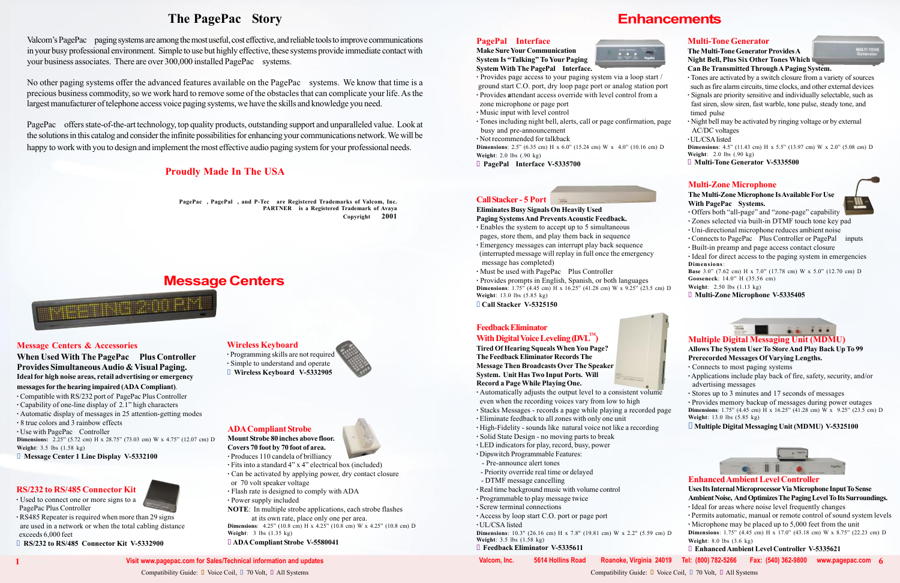# The PagePac Story

Valcom's PagePac paging systems are among the most useful, cost effective, and reliable tools to improve communications in your busy professional environment. Simple to use but highly effective, these systems provide immediate contact with your business associates. There are over 300,000 installed PagePac systems.

No other paging systems offer the advanced features available on the PagePac systems. We know that time is a precious business commodity, so we work hard to remove some of the obstacles that can complicate your life. As the largest manufacturer of telephone access voice paging systems, we have the skills and knowledge you need.

PagePac offers state-of-the-art technology, top quality products, outstanding support and unparalleled value. Look at the solutions in this catalog and consider the infinite possibilities for enhancing your communications network. We will be happy to work with you to design and implement the most effective audio paging system for your professional needs.

## Proudly Made In The USA

PagePac, PagePal, and P-Tec are Registered Trademarks of Valcom, Inc. PARTNER is a Registered Trademark of Avaya Copyright 2001

# Message Centers

### Message Centers & Accessories

**When Used With The PagePac Plus Controller Provides Simultaneous Audio & Visual Paging.**

**Ideal for high noise areas, retail advertising or emergency messages for the hearing impaired (ADA Compliant).**

- Compatible with RS/232 port of PagePac Plus Controller
- Capability of one-line display of 2.1" high characters
- Automatic display of messages in 25 attention-getting modes
- 8 true colors and 3 rainbow effects
- Use with PagePac Controller

**Dimensions:** 2.25" (5.72 cm) H x 28.75" (73.03 cm) W x 4.75" (12.07 cm) D
**Weight:** 3.5 lbs (1.58 kg)

**Message Center 1 Line Display V-5332100**

### RS/232 to RS/485 Connector Kit

- Used to connect one or more signs to a PagePac Plus Controller
- RS485 Repeater is required when more than 29 signs are used in a network or when the total cabling distance exceeds 6,000 feet

**RS/232 to RS/485 Connector Kit V-5332900**

### Wireless Keyboard

- Programming skills are not required
- Simple to understand and operate

**Wireless Keyboard V-5332905**

### ADA Compliant Strobe

**Mount Strobe 80 inches above floor. Covers 70 foot by 70 foot of area.**

- Produces 110 candela of brilliancy
- Fits into a standard 4" x 4" electrical box (included)
- Can be activated by applying power, dry contact closure or 70 volt speaker voltage
- Flash rate is designed to comply with ADA
- Power supply included

**NOTE**: In multiple strobe applications, each strobe flashes at its own rate, per one area.

**Dimensions:** 4.25" (10.8 cm) H x 4.25" (10.8 cm) W x 4.25" (10.8 cm) D
**Weight:** 3 lbs (1.35 kg)

**ADA Compliant Strobe V-5580041**

Visit www.pagepac.com for Sales/Technical information and updates

Compatibility Guide: Voice Coil, 70 Volt, All Systems

# Enhancements

### PagePal Interface

**Make Sure Your Communication System Is "Talking" To Your Paging System With The PagePal Interface.**

- Provides page access to your paging system via a loop start / ground start C.O. port, dry loop page port or analog station port
- Provides attendant access override with level control from a zone microphone or page port
- Music input with level control
- Tones including night bell, alerts, call or page confirmation, page busy and pre-announcement
- Not recommended for talkback

**Dimensions:** 2.5" (6.35 cm) H x 6.0" (15.24 cm) W x 4.0" (10.16 cm) D
**Weight:** 2.0 lbs (.90 kg)

**PagePal Interface V-5335700**

### Call Stacker - 5 Port

**Eliminates Busy Signals On Heavily Used Paging Systems And Prevents Acoustic Feedback.**

- Enables the system to accept up to 5 simultaneous pages, store them, and play them back in sequence
- Emergency messages can interrupt play back sequence (interrupted message will replay in full once the emergency message has completed)
- Must be used with PagePac Plus Controller
- Provides prompts in English, Spanish, or both languages

**Dimensions:** 1.75" (4.45 cm) H x 16.25" (41.28 cm) W x 9.25" (23.5 cm) D
**Weight:** 13.0 lbs (5.85 kg)

**Call Stacker V-5325150**

### Feedback Eliminator With Digital Voice Leveling (DVL™)

**Tired Of Hearing Squeals When You Page? The Feedback Eliminator Records The Message Then Broadcasts Over The Speaker System. Unit Has Two Input Ports. Will Record a Page While Playing One.**

- Automatically adjusts the output level to a consistent volume even when the recording voices vary from low to high
- Stacks Messages - records a page while playing a recorded page
- Eliminate feedback to all zones with only one unit
- High-Fidelity - sounds like natural voice not like a recording
- Solid State Design - no moving parts to break
- LED indicators for play, record, busy, power
- Dipswitch Programmable Features:
  - Pre-announce alert tones
  - Priority override real time or delayed
  - DTMF message cancelling
- Real time background music with volume control
- Programmable to play message twice
- Screw terminal connections
- Access by loop start C.O. port or page port
- UL/CSA listed

**Dimensions:** 10.3" (26.16 cm) H x 7.8" (19.81 cm) W x 2.2" (5.59 cm) D
**Weight:** 3.5 lbs (1.58 kg)

**Feedback Eliminator V-5335611**

### Multi-Tone Generator

**The Multi-Tone Generator Provides A Night Bell, Plus Six Other Tones Which Can Be Transmitted Through A Paging System.**

- Tones are activated by a switch closure from a variety of sources such as fire alarm circuits, time clocks, and other external devices
- Signals are priority sensitive and individually selectable, such as fast siren, slow siren, fast warble, tone pulse, steady tone, and timed pulse
- Night bell may be activated by ringing voltage or by external AC/DC voltages
- UL/CSA listed

**Dimensions:** 4.5" (11.43 cm) H x 5.5" (13.97 cm) W x 2.0" (5.08 cm) D
**Weight:** 2.0 lbs (.90 kg)

**Multi-Tone Generator V-5335500**

### Multi-Zone Microphone

**The Multi-Zone Microphone Is Available For Use With PagePac Systems.**

- Offers both "all-page" and "zone-page" capability
- Zones selected via built-in DTMF touch tone key pad
- Uni-directional microphone reduces ambient noise
- Connects to PagePac Plus Controller or PagePal inputs
- Built-in preamp and page access contact closure
- Ideal for direct access to the paging system in emergencies

**Dimensions:**
**Base** 3.0" (7.62 cm) H x 7.0" (17.78 cm) W x 5.0" (12.70 cm) D
**Gooseneck:** 14.0" H (35.56 cm)
**Weight:** 2.50 lbs (1.13 kg)

**Multi-Zone Microphone V-5335405**

### Multiple Digital Messaging Unit (MDMU)

**Allows The System User To Store And Play Back Up To 99 Prerecorded Messages Of Varying Lengths.**

- Connects to most paging systems
- Applications include play back of fire, safety, security, and/or advertising messages
- Stores up to 3 minutes and 17 seconds of messages
- Provides memory backup of messages during power outages

**Dimensions:** 1.75" (4.45 cm) H x 16.25" (41.28 cm) W x 9.25" (23.5 cm) D
**Weight:** 13.0 lbs (5.85 kg)

**Multiple Digital Messaging Unit (MDMU) V-5325100**

### Enhanced Ambient Level Controller

**Uses Its Internal Microprocessor Via Microphone Input To Sense Ambient Noise, And Optimizes The Paging Level To Its Surroundings.**

- Ideal for areas where noise level frequently changes
- Permits automatic, manual or remote control of sound system levels
- Microphone may be placed up to 5,000 feet from the unit

**Dimensions:** 1.75" (4.45 cm) H x 17.0" (43.18 cm) W x 8.75" (22.23 cm) D
**Weight:** 8.0 lbs (3.6 kg)

**Enhanced Ambient Level Controller V-5335621**

Valcom, Inc. 5614 Hollins Road Roanoke, Virginia 24019 Tel: (800) 782-5266 Fax: (540) 362-9800 www.pagepac.com

Compatibility Guide: Voice Coil, 70 Volt, All Systems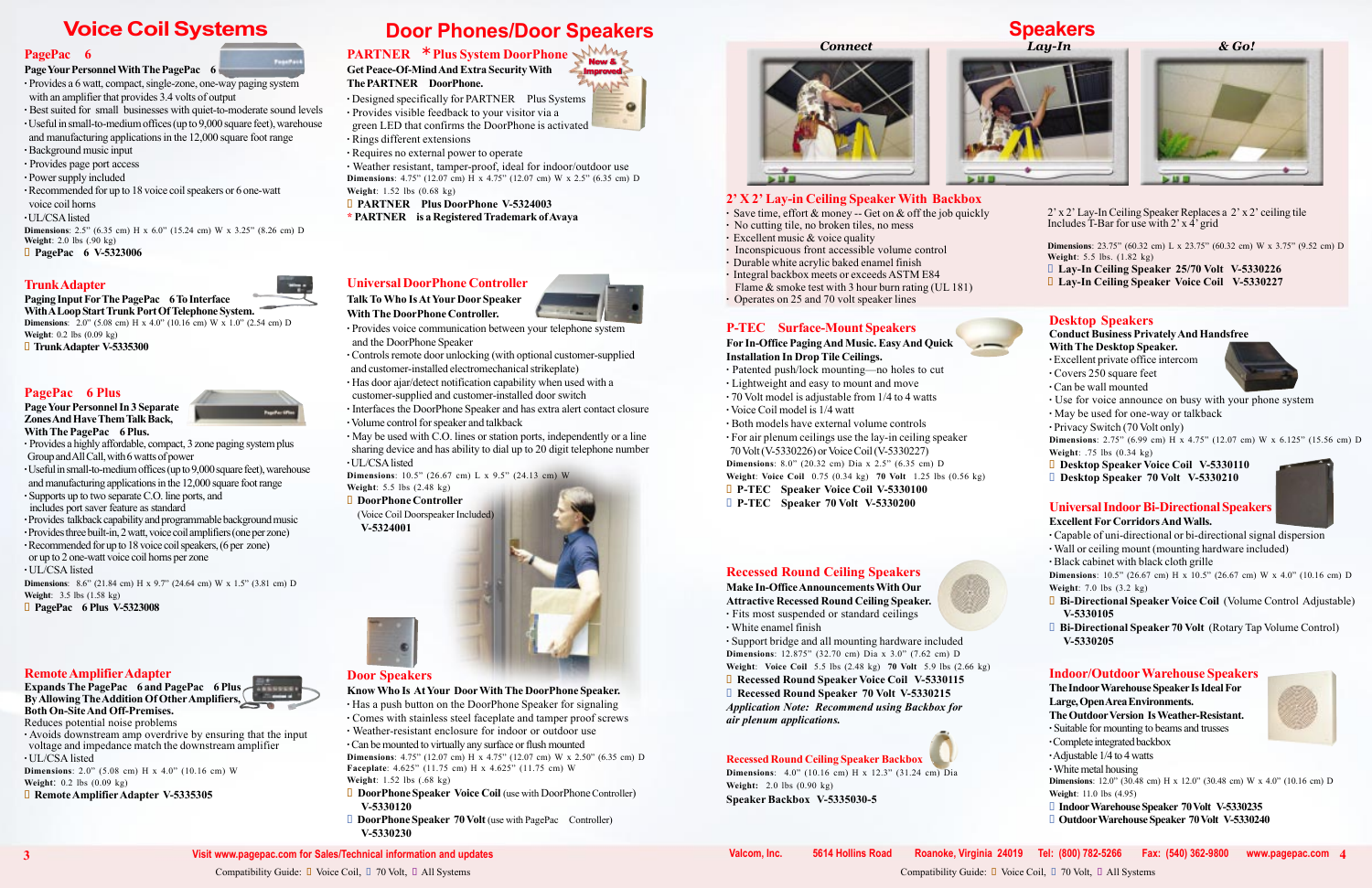# Voice Coil Systems

## PagePac 6

**Page Your Personnel With The PagePac 6**

- Provides a 6 watt, compact, single-zone, one-way paging system with an amplifier that provides 3.4 volts of output
- Best suited for small businesses with quiet-to-moderate sound levels
- Useful in small-to-medium offices (up to 9,000 square feet), warehouse and manufacturing applications in the 12,000 square foot range
- Background music input
- Provides page port access
- Power supply included
- Recommended for up to 18 voice coil speakers or 6 one-watt voice coil horns
- UL/CSA listed

**Dimensions**: 2.5" (6.35 cm) H x 6.0" (15.24 cm) W x 3.25" (8.26 cm) D
**Weight**: 2.0 lbs (.90 kg)

**PagePac 6 V-5323006**

## Trunk Adapter

**Paging Input For The PagePac 6 To Interface With A Loop Start Trunk Port Of Telephone System.**

**Dimensions**: 2.0" (5.08 cm) H x 4.0" (10.16 cm) W x 1.0" (2.54 cm) D
**Weight**: 0.2 lbs (0.09 kg)

**Trunk Adapter V-5335300**

## PagePac 6 Plus

**Page Your Personnel In 3 Separate Zones And Have Them Talk Back, With The PagePac 6 Plus.**

- Provides a highly affordable, compact, 3 zone paging system plus Group and All Call, with 6 watts of power
- Useful in small-to-medium offices (up to 9,000 square feet), warehouse and manufacturing applications in the 12,000 square foot range
- Supports up to two separate C.O. line ports, and includes port saver feature as standard
- Provides talkback capability and programmable background music
- Provides three built-in, 2 watt, voice coil amplifiers (one per zone)
- Recommended for up to 18 voice coil speakers, (6 per zone) or up to 2 one-watt voice coil horns per zone
- UL/CSA listed

**Dimensions**: 8.6" (21.84 cm) H x 9.7" (24.64 cm) W x 1.5" (3.81 cm) D
**Weight**: 3.5 lbs (1.58 kg)

**PagePac 6 Plus V-5323008**

## Remote Amplifier Adapter

**Expands The PagePac 6 and PagePac 6 Plus By Allowing The Addition Of Other Amplifiers, Both On-Site And Off-Premises.**

Reduces potential noise problems

- Avoids downstream amp overdrive by ensuring that the input voltage and impedance match the downstream amplifier
- UL/CSA listed

**Dimensions**: 2.0" (5.08 cm) H x 4.0" (10.16 cm) W
**Weight**: 0.2 lbs (0.09 kg)

**Remote Amplifier Adapter V-5335305**

# Door Phones/Door Speakers

## PARTNER *Plus System DoorPhone

New & Improved

**Get Peace-Of-Mind And Extra Security With The PARTNER DoorPhone.**

- Designed specifically for PARTNER Plus Systems
- Provides visible feedback to your visitor via a green LED that confirms the DoorPhone is activated
- Rings different extensions
- Requires no external power to operate
- Weather resistant, tamper-proof, ideal for indoor/outdoor use

**Dimensions**: 4.75" (12.07 cm) H x 4.75" (12.07 cm) W x 2.5" (6.35 cm) D
**Weight**: 1.52 lbs (0.68 kg)

**PARTNER Plus DoorPhone V-5324003**

**\* PARTNER is a Registered Trademark of Avaya**

## Universal DoorPhone Controller

**Talk To Who Is At Your Door Speaker With The DoorPhone Controller.**

- Provides voice communication between your telephone system and the DoorPhone Speaker
- Controls remote door unlocking (with optional customer-supplied and customer-installed electromechanical strikeplate)
- Has door ajar/detect notification capability when used with a customer-supplied and customer-installed door switch
- Interfaces the DoorPhone Speaker and has extra alert contact closure
- Volume control for speaker and talkback
- May be used with C.O. lines or station ports, independently or a line sharing device and has ability to dial up to 20 digit telephone number
- UL/CSA listed

**Dimensions**: 10.5" (26.67 cm) L x 9.5" (24.13 cm) W
**Weight**: 5.5 lbs (2.48 kg)

**DoorPhone Controller** (Voice Coil Doorspeaker Included) **V-5324001**

## Door Speakers

**Know Who Is At Your Door With The DoorPhone Speaker.**

- Has a push button on the DoorPhone Speaker for signaling
- Comes with stainless steel faceplate and tamper proof screws
- Weather-resistant enclosure for indoor or outdoor use
- Can be mounted to virtually any surface or flush mounted

**Dimensions**: 4.75" (12.07 cm) H x 4.75" (12.07 cm) W x 2.50" (6.35 cm) D
**Faceplate**: 4.625" (11.75 cm) H x 4.625" (11.75 cm) W
**Weight**: 1.52 lbs (.68 kg)

**DoorPhone Speaker Voice Coil** (use with DoorPhone Controller) **V-5330120**
**DoorPhone Speaker 70 Volt** (use with PagePac Controller) **V-5330230**

# Speakers

*Connect* — *Lay-In* — *& Go!*

## 2' X 2' Lay-in Ceiling Speaker With Backbox

- Save time, effort & money -- Get on & off the job quickly
- No cutting tile, no broken tiles, no mess
- Excellent music & voice quality
- Inconspicuous front accessible volume control
- Durable white acrylic baked enamel finish
- Integral backbox meets or exceeds ASTM E84 Flame & smoke test with 3 hour burn rating (UL 181)
- Operates on 25 and 70 volt speaker lines

2' x 2' Lay-In Ceiling Speaker Replaces a 2' x 2' ceiling tile
Includes T-Bar for use with 2' x 4' grid

**Dimensions**: 23.75" (60.32 cm) L x 23.75" (60.32 cm) W x 3.75" (9.52 cm) D
**Weight**: 5.5 lbs. (1.82 kg)

**Lay-In Ceiling Speaker 25/70 Volt V-5330226**
**Lay-In Ceiling Speaker Voice Coil V-5330227**

## P-TEC Surface-Mount Speakers

**For In-Office Paging And Music. Easy And Quick Installation In Drop Tile Ceilings.**

- Patented push/lock mounting—no holes to cut
- Lightweight and easy to mount and move
- 70 Volt model is adjustable from 1/4 to 4 watts
- Voice Coil model is 1/4 watt
- Both models have external volume controls
- For air plenum ceilings use the lay-in ceiling speaker 70 Volt (V-5330226) or Voice Coil (V-5330227)

**Dimensions**: 8.0" (20.32 cm) Dia x 2.5" (6.35 cm) D
**Weight**: Voice Coil 0.75 (0.34 kg) 70 Volt 1.25 lbs (0.56 kg)

**P-TEC Speaker Voice Coil V-5330100**
**P-TEC Speaker 70 Volt V-5330200**

## Recessed Round Ceiling Speakers

**Make In-Office Announcements With Our Attractive Recessed Round Ceiling Speaker.**

- Fits most suspended or standard ceilings
- White enamel finish
- Support bridge and all mounting hardware included

**Dimensions**: 12.875" (32.70 cm) Dia x 3.0" (7.62 cm) D
**Weight**: Voice Coil 5.5 lbs (2.48 kg) 70 Volt 5.9 lbs (2.66 kg)

**Recessed Round Speaker Voice Coil V-5330115**
**Recessed Round Speaker 70 Volt V-5330215**

***Application Note: Recommend using Backbox for air plenum applications.***

## Recessed Round Ceiling Speaker Backbox

**Dimensions**: 4.0" (10.16 cm) H x 12.3" (31.24 cm) Dia
**Weight**: 2.0 lbs (0.90 kg)

**Speaker Backbox V-5335030-5**

## Desktop Speakers

**Conduct Business Privately And Handsfree With The Desktop Speaker.**

- Excellent private office intercom
- Covers 250 square feet
- Can be wall mounted
- Use for voice announce on busy with your phone system
- May be used for voice or talkback
- Privacy Switch (70 Volt only)

**Dimensions**: 2.75" (6.99 cm) H x 4.75" (12.07 cm) W x 6.125" (15.56 cm) D
**Weight**: .75 lbs (0.34 kg)

**Desktop Speaker Voice Coil V-5330110**
**Desktop Speaker 70 Volt V-5330210**

## Universal Indoor Bi-Directional Speakers

**Excellent For Corridors And Walls.**

- Capable of uni-directional or bi-directional signal dispersion
- Wall or ceiling mount (mounting hardware included)
- Black cabinet with black cloth grille

**Dimensions**: 10.5" (26.67 cm) H x 10.5" (26.67 cm) W x 4.0" (10.16 cm) D
**Weight**: 7.0 lbs (3.2 kg)

**Bi-Directional Speaker Voice Coil** (Volume Control Adjustable) **V-5330105**
**Bi-Directional Speaker 70 Volt** (Rotary Tap Volume Control) **V-5330205**

## Indoor/Outdoor Warehouse Speakers

**The Indoor Warehouse Speaker Is Ideal For Large, Open Area Environments.**
**The Outdoor Version Is Weather-Resistant.**

- Suitable for mounting to beams and trusses
- Complete integrated backbox
- Adjustable 1/4 to 4 watts
- White metal housing

**Dimensions**: 12.0" (30.48 cm) H x 12.0" (30.48 cm) W x 4.0" (10.16 cm) D
**Weight**: 11.0 lbs (4.95)

**Indoor Warehouse Speaker 70 Volt V-5330235**
**Outdoor Warehouse Speaker 70 Volt V-5330240**

Visit www.pagepac.com for Sales/Technical information and updates

Valcom, Inc. 5614 Hollins Road Roanoke, Virginia 24019 Tel: (800) 782-5266 Fax: (540) 362-9800 www.pagepac.com

Compatibility Guide: Voice Coil, 70 Volt, All Systems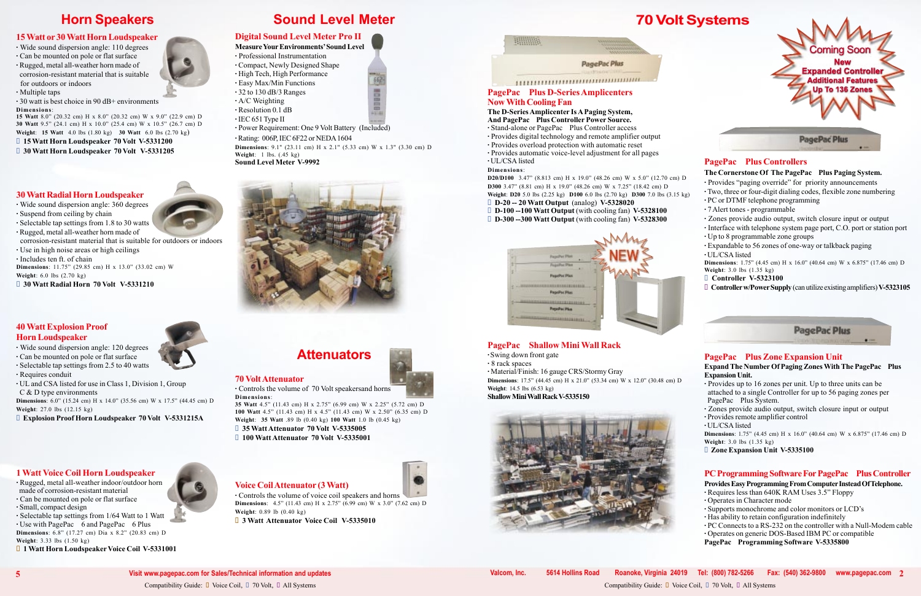# Horn Speakers

## 15 Watt or 30 Watt Horn Loudspeaker

- Wide sound dispersion angle: 110 degrees
- Can be mounted on pole or flat surface
- Rugged, metal all-weather horn made of corrosion-resistant material that is suitable for outdoors or indoors
- Multiple taps
- 30 watt is best choice in 90 dB+ environments

**Dimensions**:
**15 Watt** 8.0" (20.32 cm) H x 8.0" (20.32 cm) W x 9.0" (22.9 cm) D
**30 Watt** 9.5" (24.1 cm) H x 10.0" (25.4 cm) W x 10.5" (26.7 cm) D
**Weight**: **15 Watt** 4.0 lbs (1.80 kg) **30 Watt** 6.0 lbs (2.70 kg)

- **15 Watt Horn Loudspeaker 70 Volt V-5331200**
- **30 Watt Horn Loudspeaker 70 Volt V-5331205**

## 30 Watt Radial Horn Loudspeaker

- Wide sound dispersion angle: 360 degrees
- Suspend from ceiling by chain
- Selectable tap settings from 1.8 to 30 watts
- Rugged, metal all-weather horn made of corrosion-resistant material that is suitable for outdoors or indoors
- Use in high noise areas or high ceilings
- Includes ten ft. of chain

**Dimensions**: 11.75" (29.85 cm) H x 13.0" (33.02 cm) W
**Weight**: 6.0 lbs (2.70 kg)

- **30 Watt Radial Horn 70 Volt V-5331210**

## 40 Watt Explosion Proof Horn Loudspeaker

- Wide sound dispersion angle: 120 degrees
- Can be mounted on pole or flat surface
- Selectable tap settings from 2.5 to 40 watts
- Requires conduit
- UL and CSA listed for use in Class 1, Division 1, Group C & D type environments

**Dimensions**: 6.0" (15.24 cm) H x 14.0" (35.56 cm) W x 17.5" (44.45 cm) D
**Weight**: 27.0 lbs (12.15 kg)

- **Explosion Proof Horn Loudspeaker 70 Volt V-5331215A**

## 1 Watt Voice Coil Horn Loudspeaker

- Rugged, metal all-weather indoor/outdoor horn made of corrosion-resistant material
- Can be mounted on pole or flat surface
- Small, compact design
- Selectable tap settings from 1/64 Watt to 1 Watt
- Use with PagePac 6 and PagePac 6 Plus

**Dimensions**: 6.8" (17.27 cm) Dia x 8.2" (20.83 cm) D
**Weight**: 3.33 lbs (1.50 kg)

- **1 Watt Horn Loudspeaker Voice Coil V-5331001**

# Sound Level Meter

## Digital Sound Level Meter Pro II

**Measure Your Environments' Sound Level**

- Professional Instrumentation
- Compact, Newly Designed Shape
- High Tech, High Performance
- Easy Max/Min Functions
- 32 to 130 dB/3 Ranges
- A/C Weighting
- Resolution 0.1 dB
- IEC 651 Type II
- Power Requirement: One 9 Volt Battery (Included)
- Rating: 006P, IEC 6F22 or NEDA 1604

**Dimensions**: 9.1" (23.11 cm) H x 2.1" (5.33 cm) W x 1.3" (3.30 cm) D
**Weight**: 1 lbs. (.45 kg)
**Sound Level Meter V-9992**

# Attenuators

## 70 Volt Attenuator

- Controls the volume of 70 Volt speakers and horns

**Dimensions**:
**35 Watt** 4.5" (11.43 cm) H x 2.75" (6.99 cm) W x 2.25" (5.72 cm) D
**100 Watt** 4.5" (11.43 cm) H x 4.5" (11.43 cm) W x 2.50" (6.35 cm) D
**Weight**: **35 Watt** .89 lb (0.40 kg) **100 Watt** 1.0 lb (0.45 kg)

- **35 Watt Attenuator 70 Volt V-5335005**
- **100 Watt Attenuator 70 Volt V-5335001**

## Voice Coil Attenuator (3 Watt)

- Controls the volume of voice coil speakers and horns

**Dimensions**: 4.5" (11.43 cm) H x 2.75" (6.99 cm) W x 3.0" (7.62 cm) D
**Weight**: 0.89 lb (0.40 kg)

- **3 Watt Attenuator Voice Coil V-5335010**

Visit www.pagepac.com for Sales/Technical information and updates

# 70 Volt Systems

## PagePac Plus D-Series Amplicenters Now With Cooling Fan

**The D-Series Amplicenter Is A Paging System, And PagePac Plus Controller Power Source.**

- Stand-alone or PagePac Plus Controller access
- Provides digital technology and remote amplifier output
- Provides overload protection with automatic reset
- Provides automatic voice-level adjustment for all pages
- UL/CSA listed

**Dimensions**:
**D20/D100** 3.47" (8.813 cm) H x 19.0" (48.26 cm) W x 5.0" (12.70 cm) D
**D300** 3.47" (8.81 cm) H x 19.0" (48.26 cm) W x 7.25" (18.42 cm) D
**Weight**: **D20** 5.0 lbs (2.25 kg) **D100** 6.0 lbs (2.70 kg) **D300** 7.0 lbs (3.15 kg)

- **D-20 -- 20 Watt Output** (analog) **V-5328020**
- **D-100 --100 Watt Output** (with cooling fan) **V-5328100**
- **D-300 --300 Watt Output** (with cooling fan) **V-5328300**

NEW

## PagePac Shallow Mini Wall Rack

- Swing down front gate
- 8 rack spaces
- Material/Finish: 16 gauge CRS/Stormy Gray

**Dimensions**: 17.5" (44.45 cm) H x 21.0" (53.34 cm) W x 12.0" (30.48 cm) D
**Weight**: 14.5 lbs (6.53 kg)
**Shallow Mini Wall Rack V-5335150**

Coming Soon — New Expanded Controller — Additional Features — Up To 136 Zones

## PagePac Plus Controllers

**The Cornerstone Of The PagePac Plus Paging System.**

- Provides "paging override" for priority announcements
- Two, three or four-digit dialing codes, flexible zone numbering
- PC or DTMF telephone programming
- 7 Alert tones - programmable
- Zones provide audio output, switch closure input or output
- Interface with telephone system page port, C.O. port or station port
- Up to 8 programmable zone groups
- Expandable to 56 zones of one-way or talkback paging
- UL/CSA listed

**Dimensions**: 1.75" (4.45 cm) H x 16.0" (40.64 cm) W x 6.875" (17.46 cm) D
**Weight**: 3.0 lbs (1.35 kg)

- **Controller V-5323100**
- **Controller w/Power Supply** (can utilize existing amplifiers) **V-5323105**

## PagePac Plus Zone Expansion Unit

**Expand The Number Of Paging Zones With The PagePac Plus Expansion Unit.**

- Provides up to 16 zones per unit. Up to three units can be attached to a single Controller for up to 56 paging zones per PagePac Plus System.
- Zones provide audio output, switch closure input or output
- Provides remote amplifier control
- UL/CSA listed

**Dimensions**: 1.75" (4.45 cm) H x 16.0" (40.64 cm) W x 6.875" (17.46 cm) D
**Weight**: 3.0 lbs (1.35 kg)

- **Zone Expansion Unit V-5335100**

## PC Programming Software For PagePac Plus Controller

**Provides Easy Programming From Computer Instead Of Telephone.**

- Requires less than 640K RAM Uses 3.5" Floppy
- Operates in Character mode
- Supports monochrome and color monitors or LCD's
- Has ability to retain configuration indefinitely
- PC Connects to a RS-232 on the controller with a Null-Modem cable
- Operates on generic DOS-Based IBM PC or compatible

**PagePac Programming Software V-5335800**

Valcom, Inc. 5614 Hollins Road Roanoke, Virginia 24019 Tel: (800) 782-5266 Fax: (540) 362-9800 www.pagepac.com

Compatibility Guide: Voice Coil, 70 Volt, All Systems